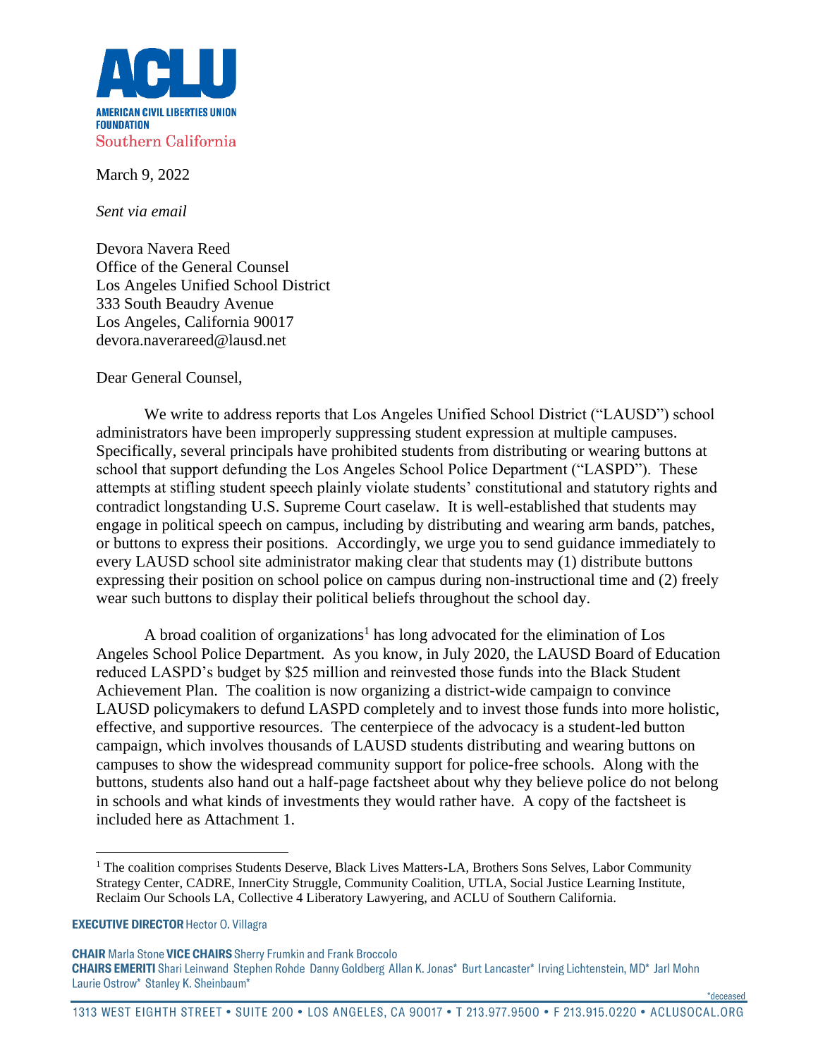**ACLU**

**AMERICAN CIVIL LIBERTIES UNION FOUNDATION**

Southern California

March 9, 2022

*Sent via email*

Devora Navera Reed
Office of the General Counsel
Los Angeles Unified School District
333 South Beaudry Avenue
Los Angeles, California 90017
devora.naverareed@lausd.net

Dear General Counsel,

We write to address reports that Los Angeles Unified School District ("LAUSD") school administrators have been improperly suppressing student expression at multiple campuses. Specifically, several principals have prohibited students from distributing or wearing buttons at school that support defunding the Los Angeles School Police Department ("LASPD"). These attempts at stifling student speech plainly violate students' constitutional and statutory rights and contradict longstanding U.S. Supreme Court caselaw. It is well-established that students may engage in political speech on campus, including by distributing and wearing arm bands, patches, or buttons to express their positions. Accordingly, we urge you to send guidance immediately to every LAUSD school site administrator making clear that students may (1) distribute buttons expressing their position on school police on campus during non-instructional time and (2) freely wear such buttons to display their political beliefs throughout the school day.

A broad coalition of organizations[1] has long advocated for the elimination of Los Angeles School Police Department. As you know, in July 2020, the LAUSD Board of Education reduced LASPD's budget by $25 million and reinvested those funds into the Black Student Achievement Plan. The coalition is now organizing a district-wide campaign to convince LAUSD policymakers to defund LASPD completely and to invest those funds into more holistic, effective, and supportive resources. The centerpiece of the advocacy is a student-led button campaign, which involves thousands of LAUSD students distributing and wearing buttons on campuses to show the widespread community support for police-free schools. Along with the buttons, students also hand out a half-page factsheet about why they believe police do not belong in schools and what kinds of investments they would rather have. A copy of the factsheet is included here as Attachment 1.

---

[1] The coalition comprises Students Deserve, Black Lives Matters-LA, Brothers Sons Selves, Labor Community Strategy Center, CADRE, InnerCity Struggle, Community Coalition, UTLA, Social Justice Learning Institute, Reclaim Our Schools LA, Collective 4 Liberatory Lawyering, and ACLU of Southern California.

**EXECUTIVE DIRECTOR** Hector O. Villagra

**CHAIR** Marla Stone **VICE CHAIRS** Sherry Frumkin and Frank Broccolo
**CHAIRS EMERITI** Shari Leinwand Stephen Rohde Danny Goldberg Allan K. Jonas* Burt Lancaster* Irving Lichtenstein, MD* Jarl Mohn Laurie Ostrow* Stanley K. Sheinbaum*

*deceased

1313 WEST EIGHTH STREET • SUITE 200 • LOS ANGELES, CA 90017 • T 213.977.9500 • F 213.915.0220 • ACLUSOCAL.ORG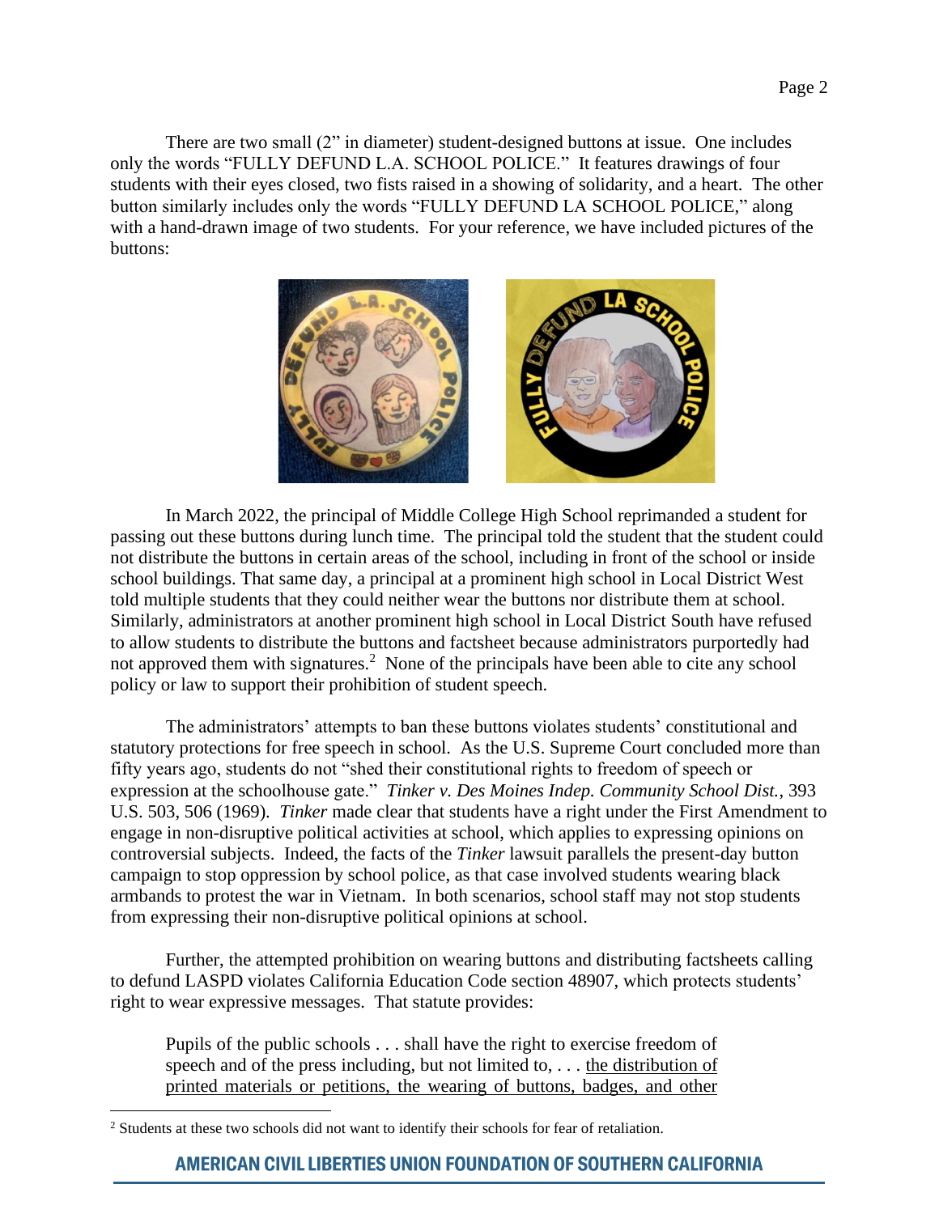There are two small (2" in diameter) student-designed buttons at issue. One includes only the words "FULLY DEFUND L.A. SCHOOL POLICE." It features drawings of four students with their eyes closed, two fists raised in a showing of solidarity, and a heart. The other button similarly includes only the words "FULLY DEFUND LA SCHOOL POLICE," along with a hand-drawn image of two students. For your reference, we have included pictures of the buttons:

In March 2022, the principal of Middle College High School reprimanded a student for passing out these buttons during lunch time. The principal told the student that the student could not distribute the buttons in certain areas of the school, including in front of the school or inside school buildings. That same day, a principal at a prominent high school in Local District West told multiple students that they could neither wear the buttons nor distribute them at school. Similarly, administrators at another prominent high school in Local District South have refused to allow students to distribute the buttons and factsheet because administrators purportedly had not approved them with signatures.[2] None of the principals have been able to cite any school policy or law to support their prohibition of student speech.

The administrators' attempts to ban these buttons violates students' constitutional and statutory protections for free speech in school. As the U.S. Supreme Court concluded more than fifty years ago, students do not "shed their constitutional rights to freedom of speech or expression at the schoolhouse gate." *Tinker v. Des Moines Indep. Community School Dist.*, 393 U.S. 503, 506 (1969). *Tinker* made clear that students have a right under the First Amendment to engage in non-disruptive political activities at school, which applies to expressing opinions on controversial subjects. Indeed, the facts of the *Tinker* lawsuit parallels the present-day button campaign to stop oppression by school police, as that case involved students wearing black armbands to protest the war in Vietnam. In both scenarios, school staff may not stop students from expressing their non-disruptive political opinions at school.

Further, the attempted prohibition on wearing buttons and distributing factsheets calling to defund LASPD violates California Education Code section 48907, which protects students' right to wear expressive messages. That statute provides:

> Pupils of the public schools . . . shall have the right to exercise freedom of speech and of the press including, but not limited to, . . . <u>the distribution of printed materials or petitions, the wearing of buttons, badges, and other</u>

[2] Students at these two schools did not want to identify their schools for fear of retaliation.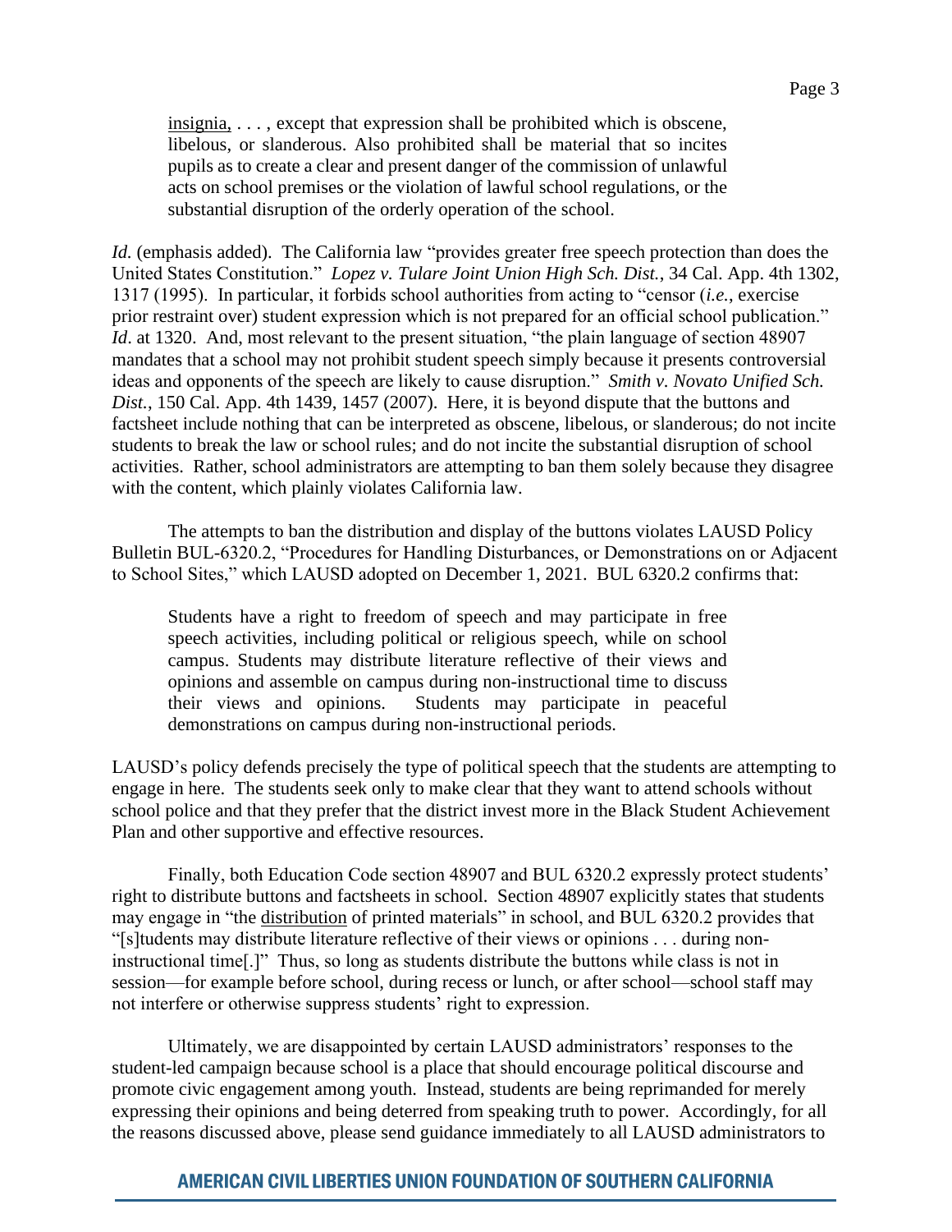> insignia, . . . , except that expression shall be prohibited which is obscene, libelous, or slanderous. Also prohibited shall be material that so incites pupils as to create a clear and present danger of the commission of unlawful acts on school premises or the violation of lawful school regulations, or the substantial disruption of the orderly operation of the school.

*Id.* (emphasis added). The California law "provides greater free speech protection than does the United States Constitution." *Lopez v. Tulare Joint Union High Sch. Dist.*, 34 Cal. App. 4th 1302, 1317 (1995). In particular, it forbids school authorities from acting to "censor (*i.e.*, exercise prior restraint over) student expression which is not prepared for an official school publication." *Id*. at 1320. And, most relevant to the present situation, "the plain language of section 48907 mandates that a school may not prohibit student speech simply because it presents controversial ideas and opponents of the speech are likely to cause disruption." *Smith v. Novato Unified Sch. Dist.*, 150 Cal. App. 4th 1439, 1457 (2007). Here, it is beyond dispute that the buttons and factsheet include nothing that can be interpreted as obscene, libelous, or slanderous; do not incite students to break the law or school rules; and do not incite the substantial disruption of school activities. Rather, school administrators are attempting to ban them solely because they disagree with the content, which plainly violates California law.

The attempts to ban the distribution and display of the buttons violates LAUSD Policy Bulletin BUL-6320.2, "Procedures for Handling Disturbances, or Demonstrations on or Adjacent to School Sites," which LAUSD adopted on December 1, 2021. BUL 6320.2 confirms that:

> Students have a right to freedom of speech and may participate in free speech activities, including political or religious speech, while on school campus. Students may distribute literature reflective of their views and opinions and assemble on campus during non-instructional time to discuss their views and opinions. Students may participate in peaceful demonstrations on campus during non-instructional periods.

LAUSD's policy defends precisely the type of political speech that the students are attempting to engage in here. The students seek only to make clear that they want to attend schools without school police and that they prefer that the district invest more in the Black Student Achievement Plan and other supportive and effective resources.

Finally, both Education Code section 48907 and BUL 6320.2 expressly protect students' right to distribute buttons and factsheets in school. Section 48907 explicitly states that students may engage in "the distribution of printed materials" in school, and BUL 6320.2 provides that "[s]tudents may distribute literature reflective of their views or opinions . . . during non-instructional time[.]" Thus, so long as students distribute the buttons while class is not in session—for example before school, during recess or lunch, or after school—school staff may not interfere or otherwise suppress students' right to expression.

Ultimately, we are disappointed by certain LAUSD administrators' responses to the student-led campaign because school is a place that should encourage political discourse and promote civic engagement among youth. Instead, students are being reprimanded for merely expressing their opinions and being deterred from speaking truth to power. Accordingly, for all the reasons discussed above, please send guidance immediately to all LAUSD administrators to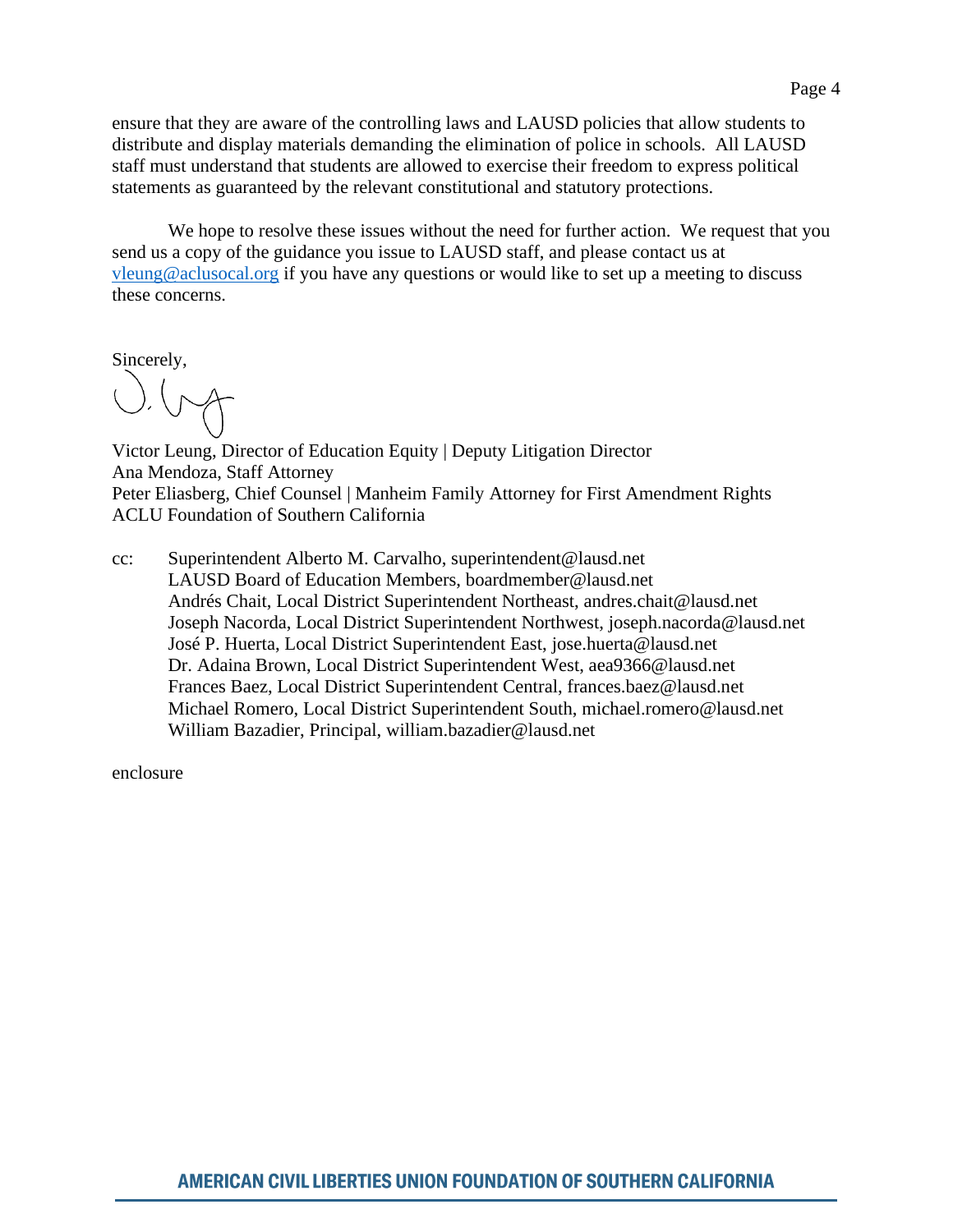ensure that they are aware of the controlling laws and LAUSD policies that allow students to distribute and display materials demanding the elimination of police in schools. All LAUSD staff must understand that students are allowed to exercise their freedom to express political statements as guaranteed by the relevant constitutional and statutory protections.

We hope to resolve these issues without the need for further action. We request that you send us a copy of the guidance you issue to LAUSD staff, and please contact us at vleung@aclusocal.org if you have any questions or would like to set up a meeting to discuss these concerns.

Sincerely,

Victor Leung, Director of Education Equity | Deputy Litigation Director
Ana Mendoza, Staff Attorney
Peter Eliasberg, Chief Counsel | Manheim Family Attorney for First Amendment Rights
ACLU Foundation of Southern California

cc: Superintendent Alberto M. Carvalho, superintendent@lausd.net
LAUSD Board of Education Members, boardmember@lausd.net
Andrés Chait, Local District Superintendent Northeast, andres.chait@lausd.net
Joseph Nacorda, Local District Superintendent Northwest, joseph.nacorda@lausd.net
José P. Huerta, Local District Superintendent East, jose.huerta@lausd.net
Dr. Adaina Brown, Local District Superintendent West, aea9366@lausd.net
Frances Baez, Local District Superintendent Central, frances.baez@lausd.net
Michael Romero, Local District Superintendent South, michael.romero@lausd.net
William Bazadier, Principal, william.bazadier@lausd.net

enclosure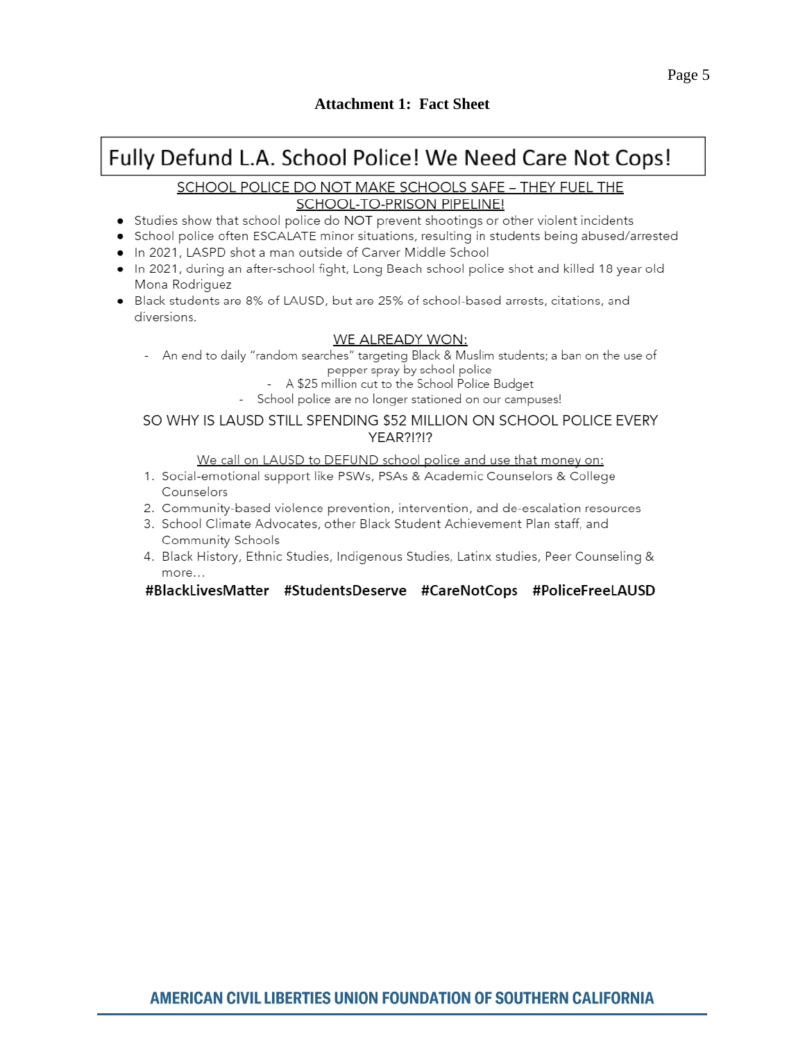**Attachment 1: Fact Sheet**

# Fully Defund L.A. School Police! We Need Care Not Cops!

SCHOOL POLICE DO NOT MAKE SCHOOLS SAFE – THEY FUEL THE SCHOOL-TO-PRISON PIPELINE!

- Studies show that school police do NOT prevent shootings or other violent incidents
- School police often ESCALATE minor situations, resulting in students being abused/arrested
- In 2021, LASPD shot a man outside of Carver Middle School
- In 2021, during an after-school fight, Long Beach school police shot and killed 18 year old Mona Rodriguez
- Black students are 8% of LAUSD, but are 25% of school-based arrests, citations, and diversions.

WE ALREADY WON:

- An end to daily "random searches" targeting Black & Muslim students; a ban on the use of pepper spray by school police
- A $25 million cut to the School Police Budget
- School police are no longer stationed on our campuses!

SO WHY IS LAUSD STILL SPENDING $52 MILLION ON SCHOOL POLICE EVERY YEAR?!?!?

We call on LAUSD to DEFUND school police and use that money on:

1. Social-emotional support like PSWs, PSAs & Academic Counselors & College Counselors
2. Community-based violence prevention, intervention, and de-escalation resources
3. School Climate Advocates, other Black Student Achievement Plan staff, and Community Schools
4. Black History, Ethnic Studies, Indigenous Studies, Latinx studies, Peer Counseling & more…

**#BlackLivesMatter #StudentsDeserve #CareNotCops #PoliceFreeLAUSD**